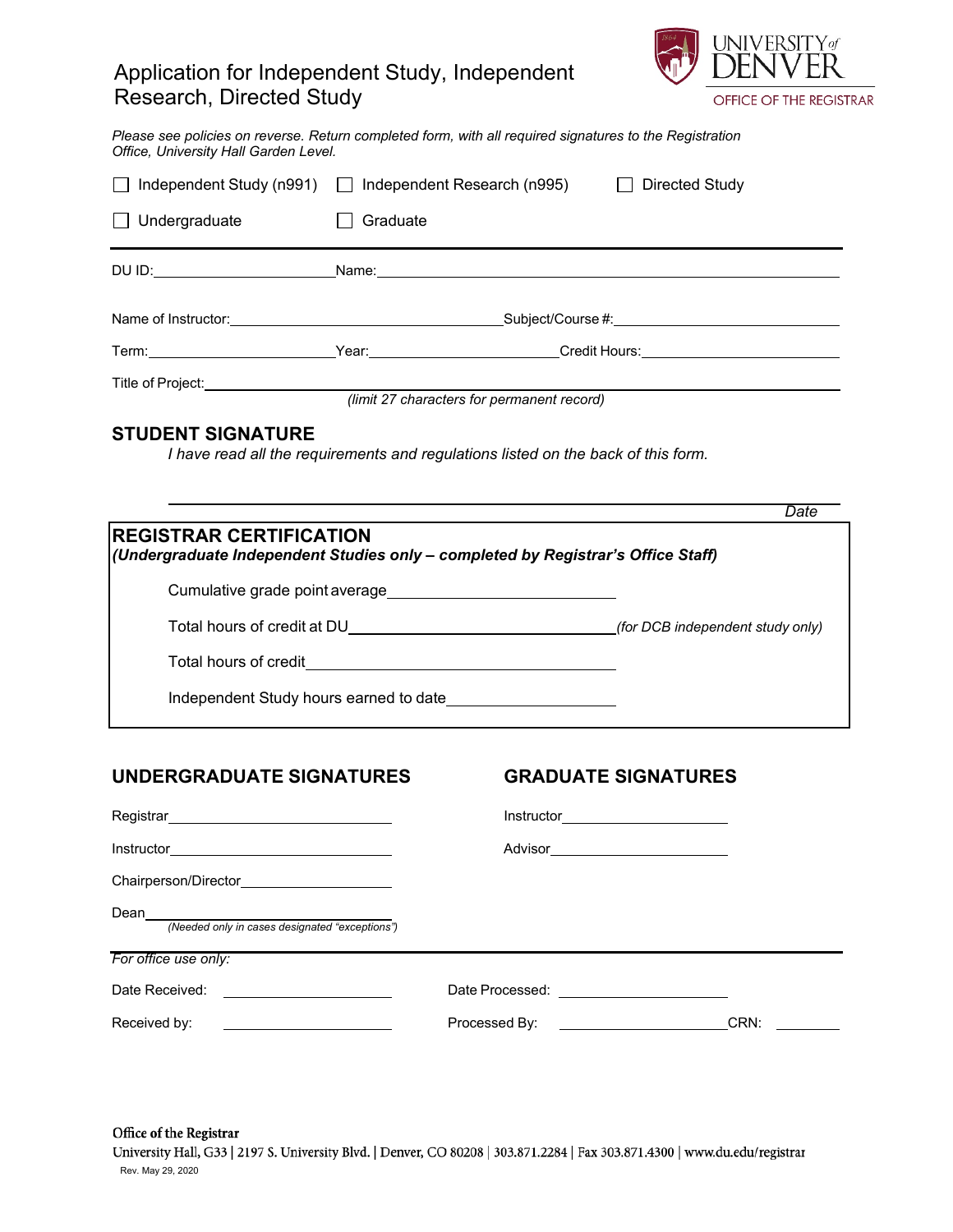# Application for Independent Study, Independent Research, Directed Study

UNIVERSITY of DENVER
OFFICE OF THE REGISTRAR

*Please see policies on reverse. Return completed form, with all required signatures to the Registration Office, University Hall Garden Level.*

☐ Independent Study (n991) ☐ Independent Research (n995) ☐ Directed Study

☐ Undergraduate ☐ Graduate

---

DU ID:\_\_\_\_\_\_\_\_\_\_\_\_\_\_\_\_\_\_\_\_ Name:\_\_\_\_\_\_\_\_\_\_\_\_\_\_\_\_\_\_\_\_\_\_\_\_\_\_\_\_\_\_\_\_\_\_\_\_\_\_\_\_

Name of Instructor:\_\_\_\_\_\_\_\_\_\_\_\_\_\_\_\_\_\_\_\_\_\_\_\_\_\_\_\_ Subject/Course #:\_\_\_\_\_\_\_\_\_\_\_\_\_\_\_\_\_\_\_\_\_\_

Term:\_\_\_\_\_\_\_\_\_\_\_\_\_\_\_\_\_\_\_\_ Year:\_\_\_\_\_\_\_\_\_\_\_\_\_\_\_\_\_\_\_\_ Credit Hours:\_\_\_\_\_\_\_\_\_\_\_\_\_\_\_\_\_\_\_\_

Title of Project:\_\_\_\_\_\_\_\_\_\_\_\_\_\_\_\_\_\_\_\_\_\_\_\_\_\_\_\_\_\_\_\_\_\_\_\_\_\_\_\_\_\_\_\_\_\_\_\_\_\_\_\_\_\_\_\_\_\_
*(limit 27 characters for permanent record)*

## STUDENT SIGNATURE

*I have read all the requirements and regulations listed on the back of this form.*

\_\_\_\_\_\_\_\_\_\_\_\_\_\_\_\_\_\_\_\_\_\_\_\_\_\_\_\_\_\_\_\_\_\_\_\_\_\_\_\_\_\_\_\_\_\_\_\_\_\_\_\_\_\_\_\_\_\_\_\_\_\_\_\_\_\_
*Date*

## REGISTRAR CERTIFICATION

***(Undergraduate Independent Studies only – completed by Registrar's Office Staff)***

Cumulative grade point average\_\_\_\_\_\_\_\_\_\_\_\_\_\_\_\_\_\_\_\_\_\_\_\_\_\_\_\_

Total hours of credit at DU\_\_\_\_\_\_\_\_\_\_\_\_\_\_\_\_\_\_\_\_\_\_\_\_\_\_\_\_\_\_\_\_ *(for DCB independent study only)*

Total hours of credit\_\_\_\_\_\_\_\_\_\_\_\_\_\_\_\_\_\_\_\_\_\_\_\_\_\_\_\_\_\_\_\_\_\_\_\_

Independent Study hours earned to date\_\_\_\_\_\_\_\_\_\_\_\_\_\_\_\_\_\_\_\_

## UNDERGRADUATE SIGNATURES

Registrar\_\_\_\_\_\_\_\_\_\_\_\_\_\_\_\_\_\_\_\_\_\_\_\_\_\_\_\_

Instructor\_\_\_\_\_\_\_\_\_\_\_\_\_\_\_\_\_\_\_\_\_\_\_\_\_\_\_\_

Chairperson/Director\_\_\_\_\_\_\_\_\_\_\_\_\_\_\_\_\_\_\_\_

Dean\_\_\_\_\_\_\_\_\_\_\_\_\_\_\_\_\_\_\_\_\_\_\_\_\_\_\_\_\_\_\_\_
*(Needed only in cases designated "exceptions")*

## GRADUATE SIGNATURES

Instructor\_\_\_\_\_\_\_\_\_\_\_\_\_\_\_\_\_\_\_\_\_\_\_\_

Advisor\_\_\_\_\_\_\_\_\_\_\_\_\_\_\_\_\_\_\_\_\_\_\_\_\_\_

---

*For office use only:*

Date Received: \_\_\_\_\_\_\_\_\_\_\_\_\_\_\_\_\_\_\_\_ Date Processed: \_\_\_\_\_\_\_\_\_\_\_\_\_\_\_\_\_\_\_\_

Received by: \_\_\_\_\_\_\_\_\_\_\_\_\_\_\_\_\_\_\_\_ Processed By: \_\_\_\_\_\_\_\_\_\_\_\_\_\_\_\_\_\_\_\_ CRN: \_\_\_\_\_\_\_\_

**Office of the Registrar**
University Hall, G33 | 2197 S. University Blvd. | Denver, CO 80208 | 303.871.2284 | Fax 303.871.4300 | www.du.edu/registrar

Rev. May 29, 2020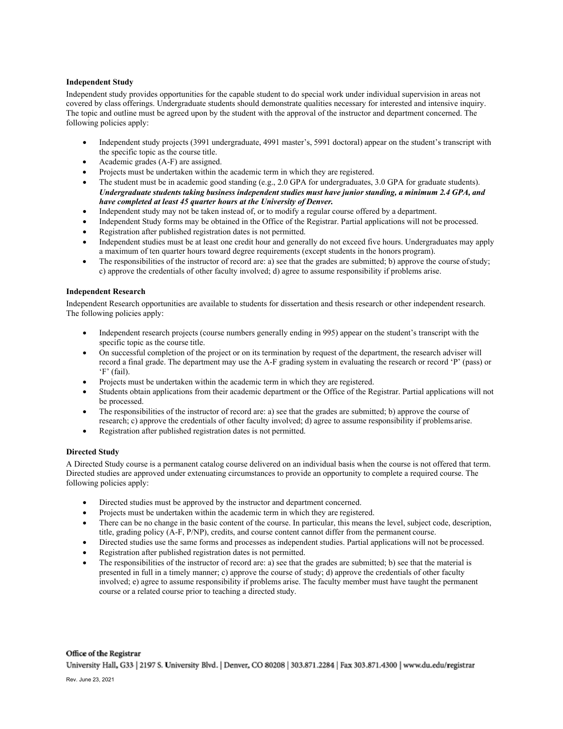### Independent Study

Independent study provides opportunities for the capable student to do special work under individual supervision in areas not covered by class offerings. Undergraduate students should demonstrate qualities necessary for interested and intensive inquiry. The topic and outline must be agreed upon by the student with the approval of the instructor and department concerned. The following policies apply:

- Independent study projects (3991 undergraduate, 4991 master's, 5991 doctoral) appear on the student's transcript with the specific topic as the course title.
- Academic grades (A-F) are assigned.
- Projects must be undertaken within the academic term in which they are registered.
- The student must be in academic good standing (e.g., 2.0 GPA for undergraduates, 3.0 GPA for graduate students). ***Undergraduate students taking business independent studies must have junior standing, a minimum 2.4 GPA, and have completed at least 45 quarter hours at the University of Denver.***
- Independent study may not be taken instead of, or to modify a regular course offered by a department.
- Independent Study forms may be obtained in the Office of the Registrar. Partial applications will not be processed.
- Registration after published registration dates is not permitted.
- Independent studies must be at least one credit hour and generally do not exceed five hours. Undergraduates may apply a maximum of ten quarter hours toward degree requirements (except students in the honors program).
- The responsibilities of the instructor of record are: a) see that the grades are submitted; b) approve the course of study; c) approve the credentials of other faculty involved; d) agree to assume responsibility if problems arise.

### Independent Research

Independent Research opportunities are available to students for dissertation and thesis research or other independent research. The following policies apply:

- Independent research projects (course numbers generally ending in 995) appear on the student's transcript with the specific topic as the course title.
- On successful completion of the project or on its termination by request of the department, the research adviser will record a final grade. The department may use the A-F grading system in evaluating the research or record 'P' (pass) or 'F' (fail).
- Projects must be undertaken within the academic term in which they are registered.
- Students obtain applications from their academic department or the Office of the Registrar. Partial applications will not be processed.
- The responsibilities of the instructor of record are: a) see that the grades are submitted; b) approve the course of research; c) approve the credentials of other faculty involved; d) agree to assume responsibility if problems arise.
- Registration after published registration dates is not permitted.

### Directed Study

A Directed Study course is a permanent catalog course delivered on an individual basis when the course is not offered that term. Directed studies are approved under extenuating circumstances to provide an opportunity to complete a required course. The following policies apply:

- Directed studies must be approved by the instructor and department concerned.
- Projects must be undertaken within the academic term in which they are registered.
- There can be no change in the basic content of the course. In particular, this means the level, subject code, description, title, grading policy (A-F, P/NP), credits, and course content cannot differ from the permanent course.
- Directed studies use the same forms and processes as independent studies. Partial applications will not be processed.
- Registration after published registration dates is not permitted.
- The responsibilities of the instructor of record are: a) see that the grades are submitted; b) see that the material is presented in full in a timely manner; c) approve the course of study; d) approve the credentials of other faculty involved; e) agree to assume responsibility if problems arise. The faculty member must have taught the permanent course or a related course prior to teaching a directed study.

**Office of the Registrar**
University Hall, G33 | 2197 S. University Blvd. | Denver, CO 80208 | 303.871.2284 | Fax 303.871.4300 | www.du.edu/registrar

Rev. June 23, 2021